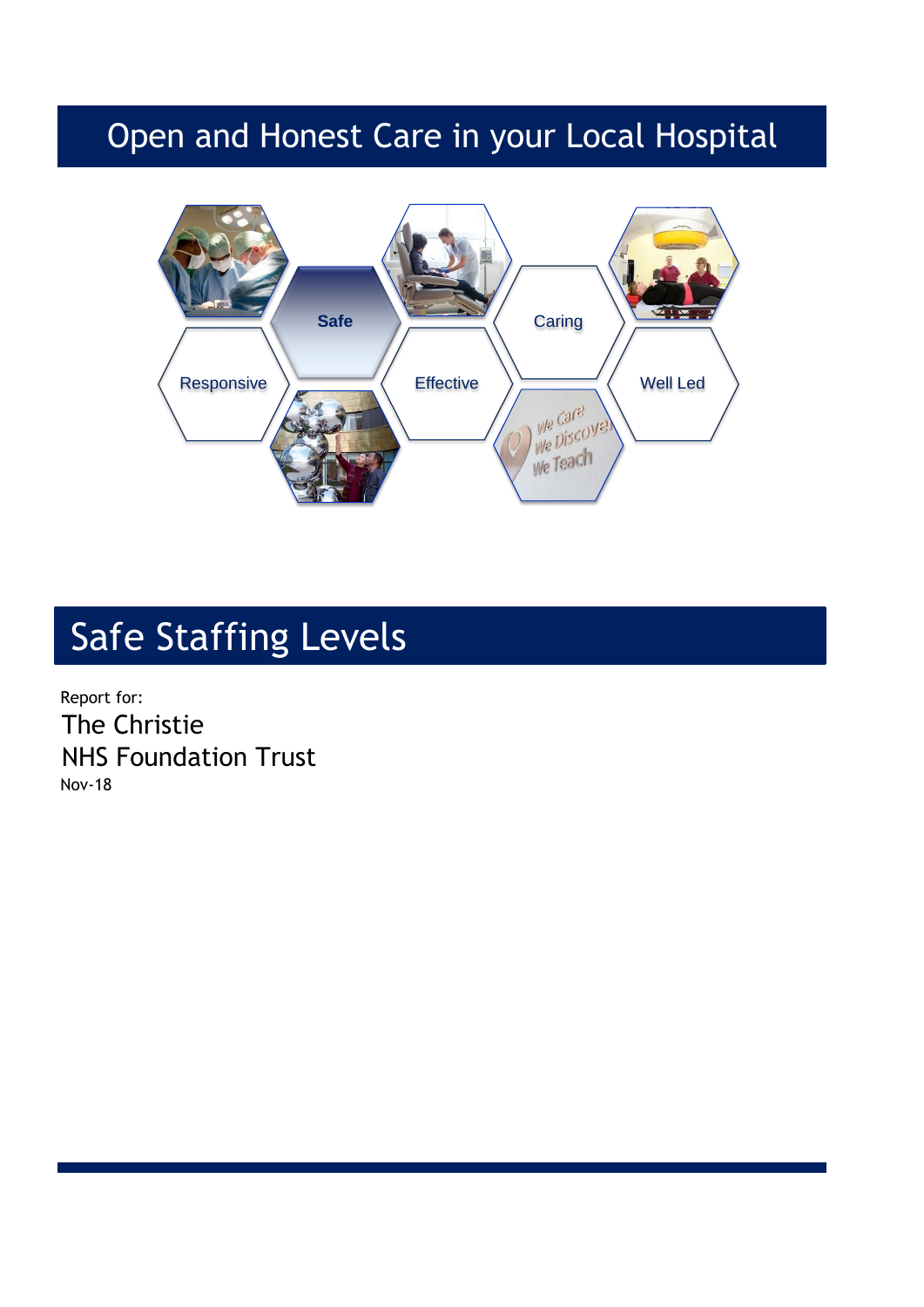# Open and Honest Care in your Local Hospital

Safe

Caring

Responsive

Effective

Well Led

We Care
We Discover
We Teach

# Safe Staffing Levels

Report for:

The Christie
NHS Foundation Trust

Nov-18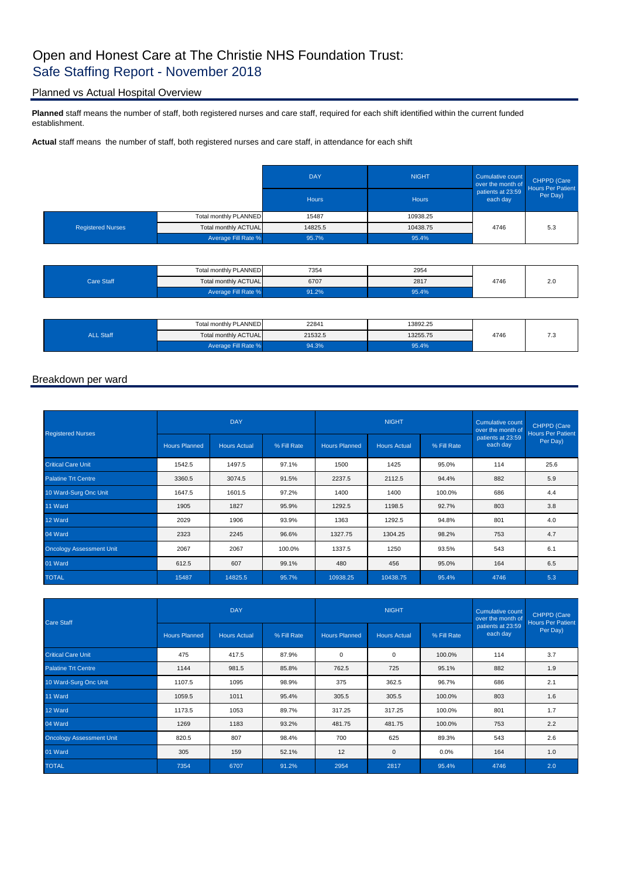# Open and Honest Care at The Christie NHS Foundation Trust:
## Safe Staffing Report - November 2018

### Planned vs Actual Hospital Overview

**Planned** staff means the number of staff, both registered nurses and care staff, required for each shift identified within the current funded establishment.

**Actual** staff means the number of staff, both registered nurses and care staff, in attendance for each shift

| | | DAY | NIGHT | Cumulative count over the month of patients at 23:59 each day | CHPPD (Care Hours Per Patient Per Day) |
|---|---|---|---|---|---|
| | | Hours | Hours | | |
| Registered Nurses | Total monthly PLANNED | 15487 | 10938.25 | 4746 | 5.3 |
| | Total monthly ACTUAL | 14825.5 | 10438.75 | | |
| | Average Fill Rate % | 95.7% | 95.4% | | |

| | | | | | |
|---|---|---|---|---|---|
| Care Staff | Total monthly PLANNED | 7354 | 2954 | 4746 | 2.0 |
| | Total monthly ACTUAL | 6707 | 2817 | | |
| | Average Fill Rate % | 91.2% | 95.4% | | |

| | | | | | |
|---|---|---|---|---|---|
| ALL Staff | Total monthly PLANNED | 22841 | 13892.25 | 4746 | 7.3 |
| | Total monthly ACTUAL | 21532.5 | 13255.75 | | |
| | Average Fill Rate % | 94.3% | 95.4% | | |

### Breakdown per ward

| Registered Nurses | DAY | | | NIGHT | | | Cumulative count over the month of patients at 23:59 each day | CHPPD (Care Hours Per Patient Per Day) |
|---|---|---|---|---|---|---|---|---|
| | Hours Planned | Hours Actual | % Fill Rate | Hours Planned | Hours Actual | % Fill Rate | | |
| Critical Care Unit | 1542.5 | 1497.5 | 97.1% | 1500 | 1425 | 95.0% | 114 | 25.6 |
| Palatine Trt Centre | 3360.5 | 3074.5 | 91.5% | 2237.5 | 2112.5 | 94.4% | 882 | 5.9 |
| 10 Ward-Surg Onc Unit | 1647.5 | 1601.5 | 97.2% | 1400 | 1400 | 100.0% | 686 | 4.4 |
| 11 Ward | 1905 | 1827 | 95.9% | 1292.5 | 1198.5 | 92.7% | 803 | 3.8 |
| 12 Ward | 2029 | 1906 | 93.9% | 1363 | 1292.5 | 94.8% | 801 | 4.0 |
| 04 Ward | 2323 | 2245 | 96.6% | 1327.75 | 1304.25 | 98.2% | 753 | 4.7 |
| Oncology Assessment Unit | 2067 | 2067 | 100.0% | 1337.5 | 1250 | 93.5% | 543 | 6.1 |
| 01 Ward | 612.5 | 607 | 99.1% | 480 | 456 | 95.0% | 164 | 6.5 |
| TOTAL | 15487 | 14825.5 | 95.7% | 10938.25 | 10438.75 | 95.4% | 4746 | 5.3 |

| Care Staff | DAY | | | NIGHT | | | Cumulative count over the month of patients at 23:59 each day | CHPPD (Care Hours Per Patient Per Day) |
|---|---|---|---|---|---|---|---|---|
| | Hours Planned | Hours Actual | % Fill Rate | Hours Planned | Hours Actual | % Fill Rate | | |
| Critical Care Unit | 475 | 417.5 | 87.9% | 0 | 0 | 100.0% | 114 | 3.7 |
| Palatine Trt Centre | 1144 | 981.5 | 85.8% | 762.5 | 725 | 95.1% | 882 | 1.9 |
| 10 Ward-Surg Onc Unit | 1107.5 | 1095 | 98.9% | 375 | 362.5 | 96.7% | 686 | 2.1 |
| 11 Ward | 1059.5 | 1011 | 95.4% | 305.5 | 305.5 | 100.0% | 803 | 1.6 |
| 12 Ward | 1173.5 | 1053 | 89.7% | 317.25 | 317.25 | 100.0% | 801 | 1.7 |
| 04 Ward | 1269 | 1183 | 93.2% | 481.75 | 481.75 | 100.0% | 753 | 2.2 |
| Oncology Assessment Unit | 820.5 | 807 | 98.4% | 700 | 625 | 89.3% | 543 | 2.6 |
| 01 Ward | 305 | 159 | 52.1% | 12 | 0 | 0.0% | 164 | 1.0 |
| TOTAL | 7354 | 6707 | 91.2% | 2954 | 2817 | 95.4% | 4746 | 2.0 |